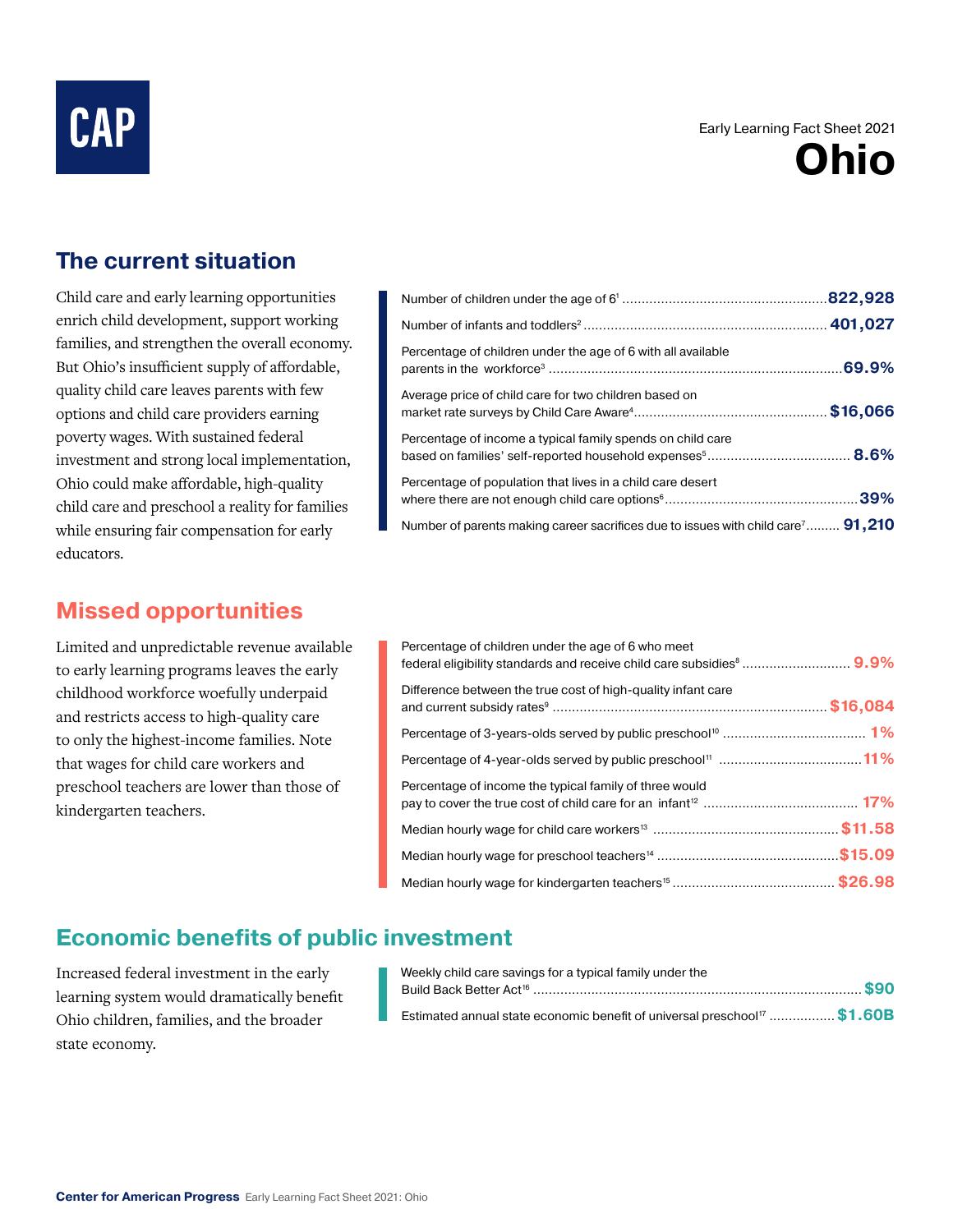CAP

Early Learning Fact Sheet 2021

# Ohio

## The current situation

Child care and early learning opportunities enrich child development, support working families, and strengthen the overall economy. But Ohio's insufficient supply of affordable, quality child care leaves parents with few options and child care providers earning poverty wages. With sustained federal investment and strong local implementation, Ohio could make affordable, high-quality child care and preschool a reality for families while ensuring fair compensation for early educators.

| Measure | Value |
|---|---|
| Number of children under the age of 6[1] | **822,928** |
| Number of infants and toddlers[2] | **401,027** |
| Percentage of children under the age of 6 with all available parents in the workforce[3] | **69.9%** |
| Average price of child care for two children based on market rate surveys by Child Care Aware[4] | **$16,066** |
| Percentage of income a typical family spends on child care based on families' self-reported household expenses[5] | **8.6%** |
| Percentage of population that lives in a child care desert where there are not enough child care options[6] | **39%** |
| Number of parents making career sacrifices due to issues with child care[7] | **91,210** |

## Missed opportunities

Limited and unpredictable revenue available to early learning programs leaves the early childhood workforce woefully underpaid and restricts access to high-quality care to only the highest-income families. Note that wages for child care workers and preschool teachers are lower than those of kindergarten teachers.

| Measure | Value |
|---|---|
| Percentage of children under the age of 6 who meet federal eligibility standards and receive child care subsidies[8] | **9.9%** |
| Difference between the true cost of high-quality infant care and current subsidy rates[9] | **$16,084** |
| Percentage of 3-years-olds served by public preschool[10] | **1%** |
| Percentage of 4-year-olds served by public preschool[11] | **11%** |
| Percentage of income the typical family of three would pay to cover the true cost of child care for an infant[12] | **17%** |
| Median hourly wage for child care workers[13] | **$11.58** |
| Median hourly wage for preschool teachers[14] | **$15.09** |
| Median hourly wage for kindergarten teachers[15] | **$26.98** |

## Economic benefits of public investment

Increased federal investment in the early learning system would dramatically benefit Ohio children, families, and the broader state economy.

| Measure | Value |
|---|---|
| Weekly child care savings for a typical family under the Build Back Better Act[16] | **$90** |
| Estimated annual state economic benefit of universal preschool[17] | **$1.60B** |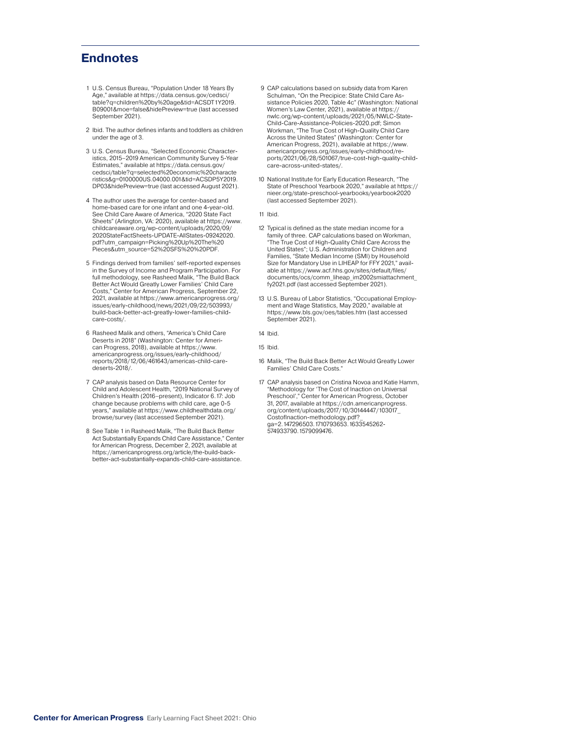## Endnotes

1. U.S. Census Bureau, "Population Under 18 Years By Age," available at https://data.census.gov/cedsci/table?q=children%20by%20age&tid=ACSDT1Y2019.B09001&moe=false&hidePreview=true (last accessed September 2021).

2. Ibid. The author defines infants and toddlers as children under the age of 3.

3. U.S. Census Bureau, "Selected Economic Characteristics, 2015–2019 American Community Survey 5-Year Estimates," available at https://data.census.gov/cedsci/table?q=selected%20economic%20characteristics&g=0100000US.04000.001&tid=ACSDP5Y2019.DP03&hidePreview=true (last accessed August 2021).

4. The author uses the average for center-based and home-based care for one infant and one 4-year-old. See Child Care Aware of America, "2020 State Fact Sheets" (Arlington, VA: 2020), available at https://www.childcareaware.org/wp-content/uploads/2020/09/2020StateFactSheets-UPDATE-AllStates-09242020.pdf?utm_campaign=Picking%20Up%20The%20Pieces&utm_source=52%20SFS%20%20PDF.

5. Findings derived from families' self-reported expenses in the Survey of Income and Program Participation. For full methodology, see Rasheed Malik, "The Build Back Better Act Would Greatly Lower Families' Child Care Costs," Center for American Progress, September 22, 2021, available at https://www.americanprogress.org/issues/early-childhood/news/2021/09/22/503993/build-back-better-act-greatly-lower-families-child-care-costs/.

6. Rasheed Malik and others, "America's Child Care Deserts in 2018" (Washington: Center for American Progress, 2018), available at https://www.americanprogress.org/issues/early-childhood/reports/2018/12/06/461643/americas-child-care-deserts-2018/.

7. CAP analysis based on Data Resource Center for Child and Adolescent Health, "2019 National Survey of Children's Health (2016–present), Indicator 6.17: Job change because problems with child care, age 0-5 years," available at https://www.childhealthdata.org/browse/survey (last accessed September 2021).

8. See Table 1 in Rasheed Malik, "The Build Back Better Act Substantially Expands Child Care Assistance," Center for American Progress, December 2, 2021, available at https://americanprogress.org/article/the-build-back-better-act-substantially-expands-child-care-assistance.

9. CAP calculations based on subsidy data from Karen Schulman, "On the Precipice: State Child Care Assistance Policies 2020, Table 4c" (Washington: National Women's Law Center, 2021), available at https://nwlc.org/wp-content/uploads/2021/05/NWLC-State-Child-Care-Assistance-Policies-2020.pdf; Simon Workman, "The True Cost of High-Quality Child Care Across the United States" (Washington: Center for American Progress, 2021), available at https://www.americanprogress.org/issues/early-childhood/reports/2021/06/28/501067/true-cost-high-quality-child-care-across-united-states/.

10. National Institute for Early Education Research, "The State of Preschool Yearbook 2020," available at https://nieer.org/state-preschool-yearbooks/yearbook2020 (last accessed September 2021).

11. Ibid.

12. Typical is defined as the state median income for a family of three. CAP calculations based on Workman, "The True Cost of High-Quality Child Care Across the United States"; U.S. Administration for Children and Families, "State Median Income (SMI) by Household Size for Mandatory Use in LIHEAP for FFY 2021," available at https://www.acf.hhs.gov/sites/default/files/documents/ocs/comm_liheap_im2002smiattachment_fy2021.pdf (last accessed September 2021).

13. U.S. Bureau of Labor Statistics, "Occupational Employment and Wage Statistics, May 2020," available at https://www.bls.gov/oes/tables.htm (last accessed September 2021).

14. Ibid.

15. Ibid.

16. Malik, "The Build Back Better Act Would Greatly Lower Families' Child Care Costs."

17. CAP analysis based on Cristina Novoa and Katie Hamm, "Methodology for 'The Cost of Inaction on Universal Preschool'," Center for American Progress, October 31, 2017, available at https://cdn.americanprogress.org/content/uploads/2017/10/30144447/103017_CostofInaction-methodology.pdf?_ga=2.147296503.1710793653.1633545262-574933790.1579099476.